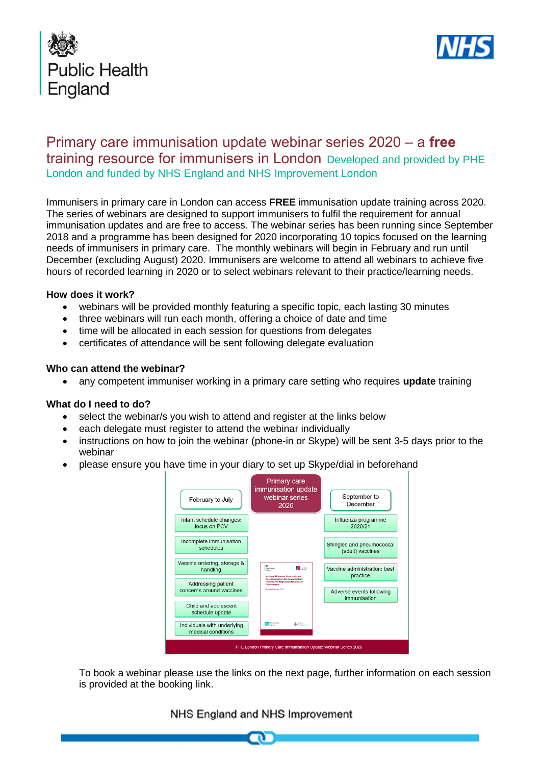# Primary care immunisation update webinar series 2020 – a **free** training resource for immunisers in London

Developed and provided by PHE London and funded by NHS England and NHS Improvement London

Immunisers in primary care in London can access **FREE** immunisation update training across 2020. The series of webinars are designed to support immunisers to fulfil the requirement for annual immunisation updates and are free to access. The webinar series has been running since September 2018 and a programme has been designed for 2020 incorporating 10 topics focused on the learning needs of immunisers in primary care. The monthly webinars will begin in February and run until December (excluding August) 2020. Immunisers are welcome to attend all webinars to achieve five hours of recorded learning in 2020 or to select webinars relevant to their practice/learning needs.

**How does it work?**

- webinars will be provided monthly featuring a specific topic, each lasting 30 minutes
- three webinars will run each month, offering a choice of date and time
- time will be allocated in each session for questions from delegates
- certificates of attendance will be sent following delegate evaluation

**Who can attend the webinar?**

- any competent immuniser working in a primary care setting who requires **update** training

**What do I need to do?**

- select the webinar/s you wish to attend and register at the links below
- each delegate must register to attend the webinar individually
- instructions on how to join the webinar (phone-in or Skype) will be sent 3-5 days prior to the webinar
- please ensure you have time in your diary to set up Skype/dial in beforehand

**Primary care immunisation update webinar series 2020**

| February to July | September to December |
|---|---|
| Infant schedule changes: focus on PCV | Influenza programme 2020/21 |
| Incomplete immunisation schedules | Shingles and pneumococcal (adult) vaccines |
| Vaccine ordering, storage & handling | Vaccine administration: best practice |
| Addressing patient concerns around vaccines | Adverse events following immunisation |
| Child and adolescent schedule update | |
| Individuals with underlying medical conditions | |

PHE London Primary Care Immunisation Update Webinar Series 2020

To book a webinar please use the links on the next page, further information on each session is provided at the booking link.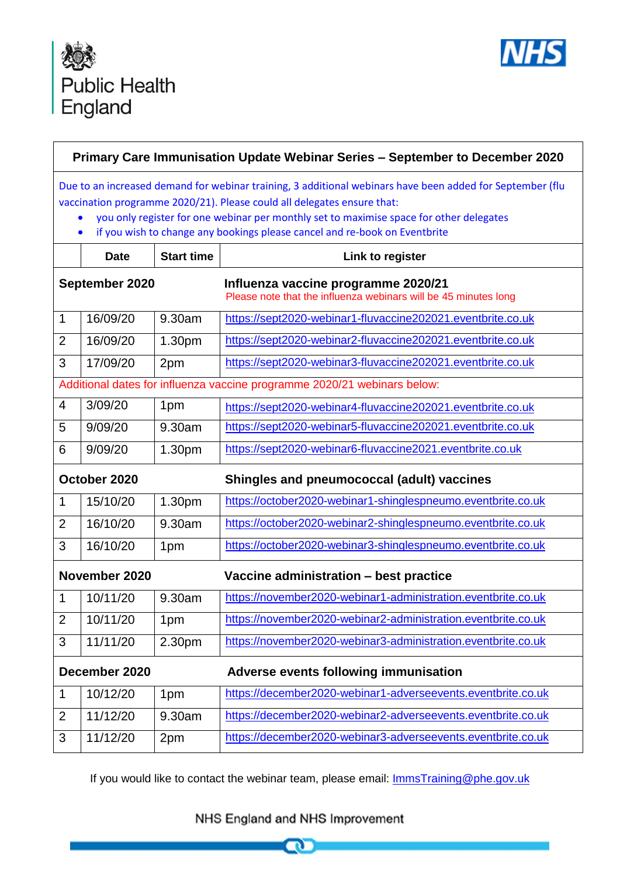Public Health England

NHS

| | Date | Start time | Link to register |
|---|---|---|---|
| **Primary Care Immunisation Update Webinar Series – September to December 2020** | | | |
| Due to an increased demand for webinar training, 3 additional webinars have been added for September (flu vaccination programme 2020/21). Please could all delegates ensure that: • you only register for one webinar per monthly set to maximise space for other delegates • if you wish to change any bookings please cancel and re-book on Eventbrite | | | |
| **September 2020** | | | **Influenza vaccine programme 2020/21** Please note that the influenza webinars will be 45 minutes long |
| 1 | 16/09/20 | 9.30am | https://sept2020-webinar1-fluvaccine202021.eventbrite.co.uk |
| 2 | 16/09/20 | 1.30pm | https://sept2020-webinar2-fluvaccine202021.eventbrite.co.uk |
| 3 | 17/09/20 | 2pm | https://sept2020-webinar3-fluvaccine202021.eventbrite.co.uk |
| Additional dates for influenza vaccine programme 2020/21 webinars below: | | | |
| 4 | 3/09/20 | 1pm | https://sept2020-webinar4-fluvaccine202021.eventbrite.co.uk |
| 5 | 9/09/20 | 9.30am | https://sept2020-webinar5-fluvaccine202021.eventbrite.co.uk |
| 6 | 9/09/20 | 1.30pm | https://sept2020-webinar6-fluvaccine2021.eventbrite.co.uk |
| **October 2020** | | | **Shingles and pneumococcal (adult) vaccines** |
| 1 | 15/10/20 | 1.30pm | https://october2020-webinar1-shinglespneumo.eventbrite.co.uk |
| 2 | 16/10/20 | 9.30am | https://october2020-webinar2-shinglespneumo.eventbrite.co.uk |
| 3 | 16/10/20 | 1pm | https://october2020-webinar3-shinglespneumo.eventbrite.co.uk |
| **November 2020** | | | **Vaccine administration – best practice** |
| 1 | 10/11/20 | 9.30am | https://november2020-webinar1-administration.eventbrite.co.uk |
| 2 | 10/11/20 | 1pm | https://november2020-webinar2-administration.eventbrite.co.uk |
| 3 | 11/11/20 | 2.30pm | https://november2020-webinar3-administration.eventbrite.co.uk |
| **December 2020** | | | **Adverse events following immunisation** |
| 1 | 10/12/20 | 1pm | https://december2020-webinar1-adverseevents.eventbrite.co.uk |
| 2 | 11/12/20 | 9.30am | https://december2020-webinar2-adverseevents.eventbrite.co.uk |
| 3 | 11/12/20 | 2pm | https://december2020-webinar3-adverseevents.eventbrite.co.uk |

If you would like to contact the webinar team, please email: ImmsTraining@phe.gov.uk

NHS England and NHS Improvement